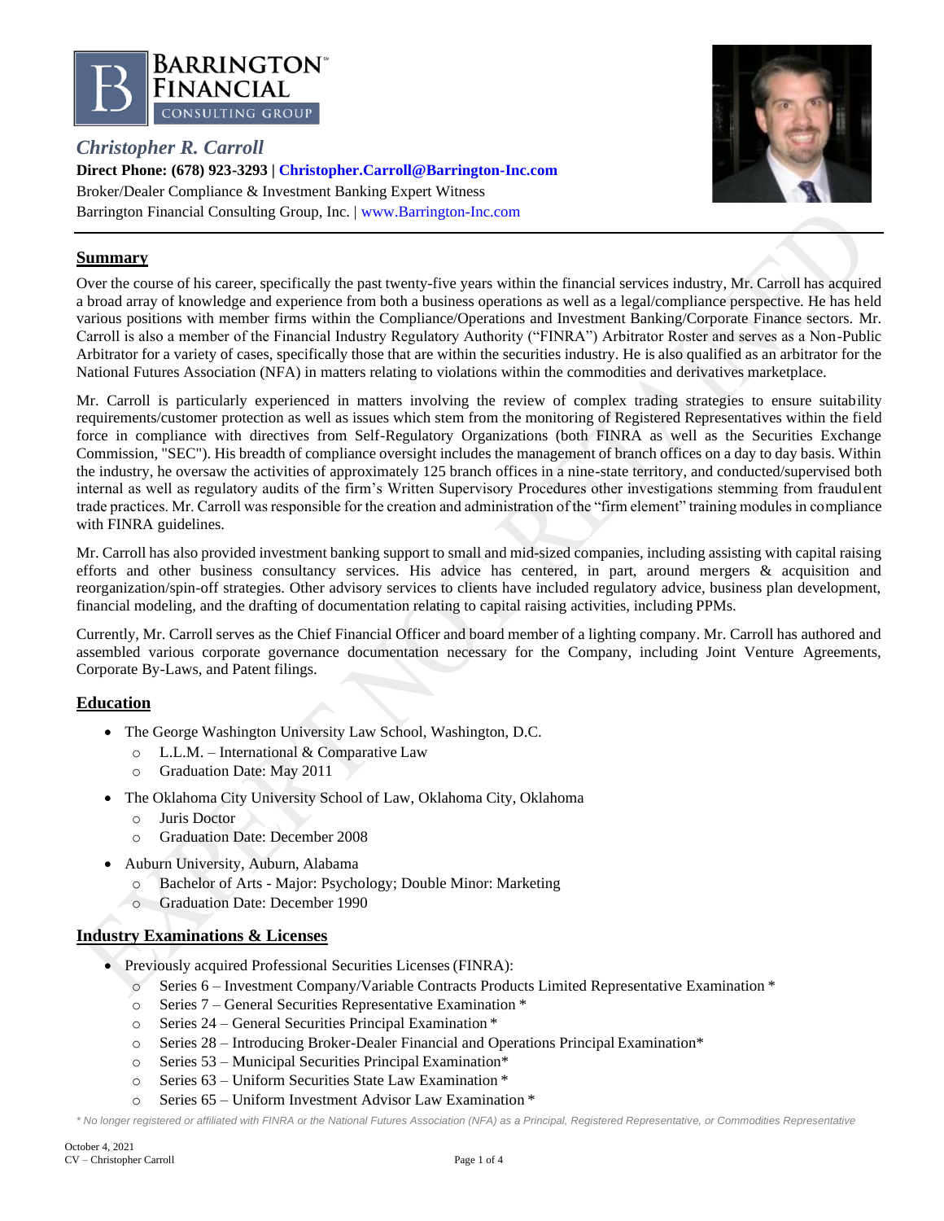*Christopher R. Carroll*

**Direct Phone: (678) 923-3293 | Christopher.Carroll@Barrington-Inc.com**

Broker/Dealer Compliance & Investment Banking Expert Witness

Barrington Financial Consulting Group, Inc. | www.Barrington-Inc.com

## Summary

Over the course of his career, specifically the past twenty-five years within the financial services industry, Mr. Carroll has acquired a broad array of knowledge and experience from both a business operations as well as a legal/compliance perspective. He has held various positions with member firms within the Compliance/Operations and Investment Banking/Corporate Finance sectors. Mr. Carroll is also a member of the Financial Industry Regulatory Authority ("FINRA") Arbitrator Roster and serves as a Non-Public Arbitrator for a variety of cases, specifically those that are within the securities industry. He is also qualified as an arbitrator for the National Futures Association (NFA) in matters relating to violations within the commodities and derivatives marketplace.

Mr. Carroll is particularly experienced in matters involving the review of complex trading strategies to ensure suitability requirements/customer protection as well as issues which stem from the monitoring of Registered Representatives within the field force in compliance with directives from Self-Regulatory Organizations (both FINRA as well as the Securities Exchange Commission, "SEC"). His breadth of compliance oversight includes the management of branch offices on a day to day basis. Within the industry, he oversaw the activities of approximately 125 branch offices in a nine-state territory, and conducted/supervised both internal as well as regulatory audits of the firm's Written Supervisory Procedures other investigations stemming from fraudulent trade practices. Mr. Carroll was responsible for the creation and administration of the "firm element" training modules in compliance with FINRA guidelines.

Mr. Carroll has also provided investment banking support to small and mid-sized companies, including assisting with capital raising efforts and other business consultancy services. His advice has centered, in part, around mergers & acquisition and reorganization/spin-off strategies. Other advisory services to clients have included regulatory advice, business plan development, financial modeling, and the drafting of documentation relating to capital raising activities, including PPMs.

Currently, Mr. Carroll serves as the Chief Financial Officer and board member of a lighting company. Mr. Carroll has authored and assembled various corporate governance documentation necessary for the Company, including Joint Venture Agreements, Corporate By-Laws, and Patent filings.

## Education

- The George Washington University Law School, Washington, D.C.
  - L.L.M. – International & Comparative Law
  - Graduation Date: May 2011
- The Oklahoma City University School of Law, Oklahoma City, Oklahoma
  - Juris Doctor
  - Graduation Date: December 2008
- Auburn University, Auburn, Alabama
  - Bachelor of Arts - Major: Psychology; Double Minor: Marketing
  - Graduation Date: December 1990

## Industry Examinations & Licenses

- Previously acquired Professional Securities Licenses (FINRA):
  - Series 6 – Investment Company/Variable Contracts Products Limited Representative Examination *
  - Series 7 – General Securities Representative Examination *
  - Series 24 – General Securities Principal Examination *
  - Series 28 – Introducing Broker-Dealer Financial and Operations Principal Examination*
  - Series 53 – Municipal Securities Principal Examination*
  - Series 63 – Uniform Securities State Law Examination *
  - Series 65 – Uniform Investment Advisor Law Examination *

*\* No longer registered or affiliated with FINRA or the National Futures Association (NFA) as a Principal, Registered Representative, or Commodities Representative*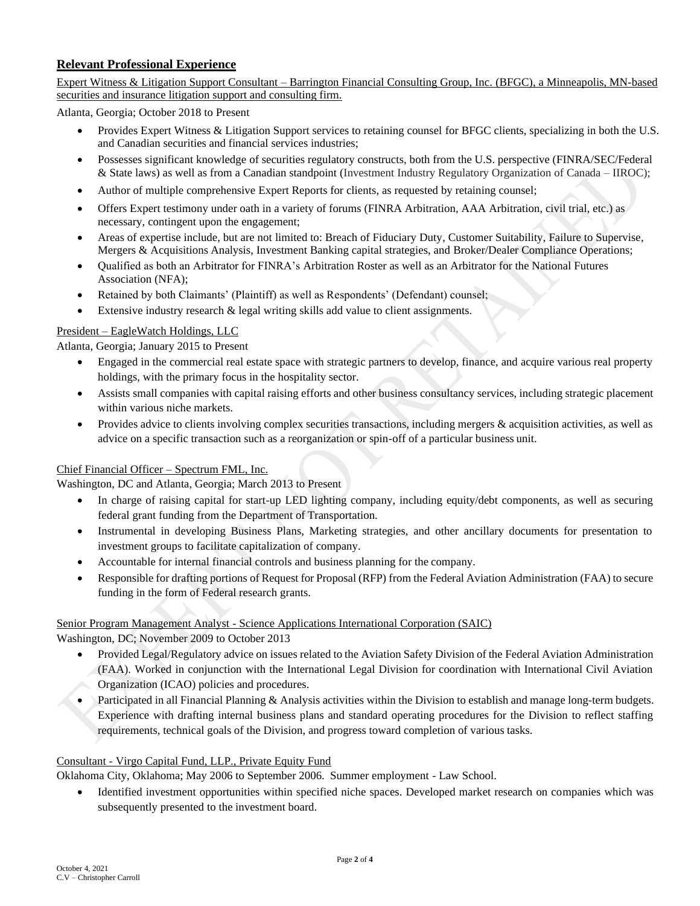## Relevant Professional Experience

Expert Witness & Litigation Support Consultant – Barrington Financial Consulting Group, Inc. (BFGC), a Minneapolis, MN-based securities and insurance litigation support and consulting firm.

Atlanta, Georgia; October 2018 to Present

- Provides Expert Witness & Litigation Support services to retaining counsel for BFGC clients, specializing in both the U.S. and Canadian securities and financial services industries;
- Possesses significant knowledge of securities regulatory constructs, both from the U.S. perspective (FINRA/SEC/Federal & State laws) as well as from a Canadian standpoint (Investment Industry Regulatory Organization of Canada – IIROC);
- Author of multiple comprehensive Expert Reports for clients, as requested by retaining counsel;
- Offers Expert testimony under oath in a variety of forums (FINRA Arbitration, AAA Arbitration, civil trial, etc.) as necessary, contingent upon the engagement;
- Areas of expertise include, but are not limited to: Breach of Fiduciary Duty, Customer Suitability, Failure to Supervise, Mergers & Acquisitions Analysis, Investment Banking capital strategies, and Broker/Dealer Compliance Operations;
- Qualified as both an Arbitrator for FINRA's Arbitration Roster as well as an Arbitrator for the National Futures Association (NFA);
- Retained by both Claimants' (Plaintiff) as well as Respondents' (Defendant) counsel;
- Extensive industry research & legal writing skills add value to client assignments.

President – EagleWatch Holdings, LLC

Atlanta, Georgia; January 2015 to Present

- Engaged in the commercial real estate space with strategic partners to develop, finance, and acquire various real property holdings, with the primary focus in the hospitality sector.
- Assists small companies with capital raising efforts and other business consultancy services, including strategic placement within various niche markets.
- Provides advice to clients involving complex securities transactions, including mergers & acquisition activities, as well as advice on a specific transaction such as a reorganization or spin-off of a particular business unit.

Chief Financial Officer – Spectrum FML, Inc.

Washington, DC and Atlanta, Georgia; March 2013 to Present

- In charge of raising capital for start-up LED lighting company, including equity/debt components, as well as securing federal grant funding from the Department of Transportation.
- Instrumental in developing Business Plans, Marketing strategies, and other ancillary documents for presentation to investment groups to facilitate capitalization of company.
- Accountable for internal financial controls and business planning for the company.
- Responsible for drafting portions of Request for Proposal (RFP) from the Federal Aviation Administration (FAA) to secure funding in the form of Federal research grants.

Senior Program Management Analyst - Science Applications International Corporation (SAIC)

Washington, DC; November 2009 to October 2013

- Provided Legal/Regulatory advice on issues related to the Aviation Safety Division of the Federal Aviation Administration (FAA). Worked in conjunction with the International Legal Division for coordination with International Civil Aviation Organization (ICAO) policies and procedures.
- Participated in all Financial Planning & Analysis activities within the Division to establish and manage long-term budgets. Experience with drafting internal business plans and standard operating procedures for the Division to reflect staffing requirements, technical goals of the Division, and progress toward completion of various tasks.

Consultant - Virgo Capital Fund, LLP., Private Equity Fund

Oklahoma City, Oklahoma; May 2006 to September 2006. Summer employment - Law School.

- Identified investment opportunities within specified niche spaces. Developed market research on companies which was subsequently presented to the investment board.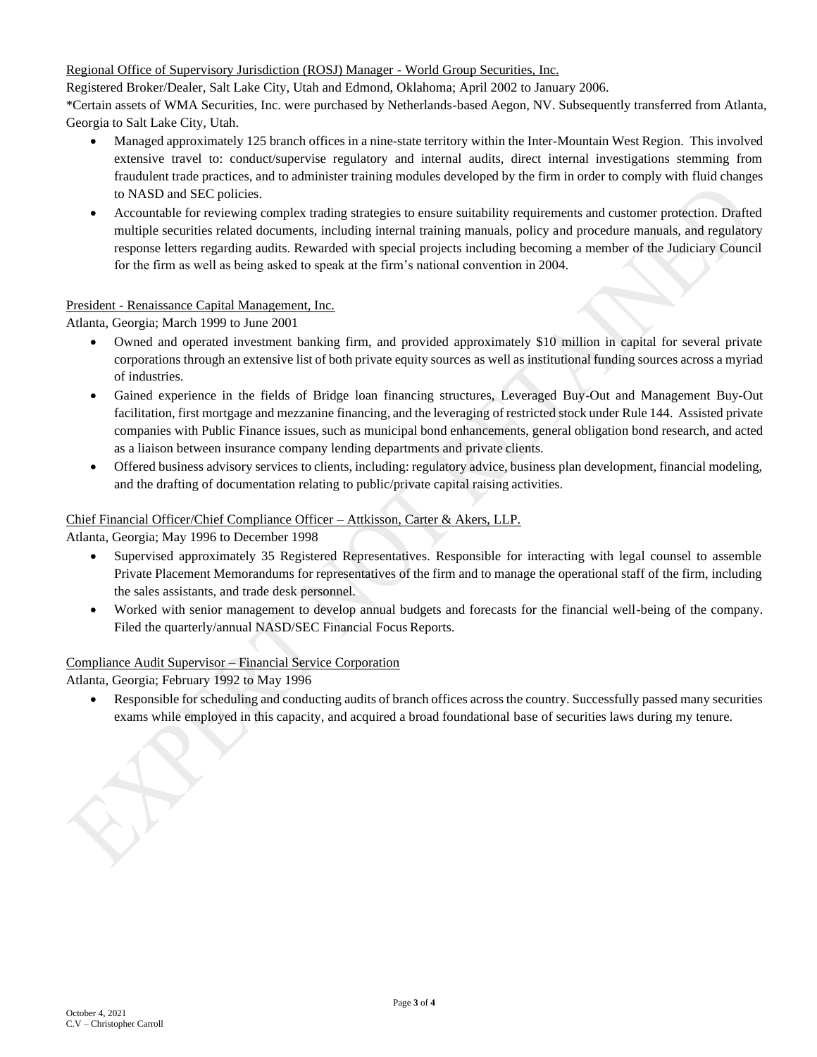Regional Office of Supervisory Jurisdiction (ROSJ) Manager - World Group Securities, Inc.

Registered Broker/Dealer, Salt Lake City, Utah and Edmond, Oklahoma; April 2002 to January 2006.

*Certain assets of WMA Securities, Inc. were purchased by Netherlands-based Aegon, NV. Subsequently transferred from Atlanta, Georgia to Salt Lake City, Utah.

- Managed approximately 125 branch offices in a nine-state territory within the Inter-Mountain West Region. This involved extensive travel to: conduct/supervise regulatory and internal audits, direct internal investigations stemming from fraudulent trade practices, and to administer training modules developed by the firm in order to comply with fluid changes to NASD and SEC policies.
- Accountable for reviewing complex trading strategies to ensure suitability requirements and customer protection. Drafted multiple securities related documents, including internal training manuals, policy and procedure manuals, and regulatory response letters regarding audits. Rewarded with special projects including becoming a member of the Judiciary Council for the firm as well as being asked to speak at the firm's national convention in 2004.

President - Renaissance Capital Management, Inc.

Atlanta, Georgia; March 1999 to June 2001

- Owned and operated investment banking firm, and provided approximately $10 million in capital for several private corporations through an extensive list of both private equity sources as well as institutional funding sources across a myriad of industries.
- Gained experience in the fields of Bridge loan financing structures, Leveraged Buy-Out and Management Buy-Out facilitation, first mortgage and mezzanine financing, and the leveraging of restricted stock under Rule 144. Assisted private companies with Public Finance issues, such as municipal bond enhancements, general obligation bond research, and acted as a liaison between insurance company lending departments and private clients.
- Offered business advisory services to clients, including: regulatory advice, business plan development, financial modeling, and the drafting of documentation relating to public/private capital raising activities.

Chief Financial Officer/Chief Compliance Officer – Attkisson, Carter & Akers, LLP.

Atlanta, Georgia; May 1996 to December 1998

- Supervised approximately 35 Registered Representatives. Responsible for interacting with legal counsel to assemble Private Placement Memorandums for representatives of the firm and to manage the operational staff of the firm, including the sales assistants, and trade desk personnel.
- Worked with senior management to develop annual budgets and forecasts for the financial well-being of the company. Filed the quarterly/annual NASD/SEC Financial Focus Reports.

Compliance Audit Supervisor – Financial Service Corporation

Atlanta, Georgia; February 1992 to May 1996

- Responsible for scheduling and conducting audits of branch offices across the country. Successfully passed many securities exams while employed in this capacity, and acquired a broad foundational base of securities laws during my tenure.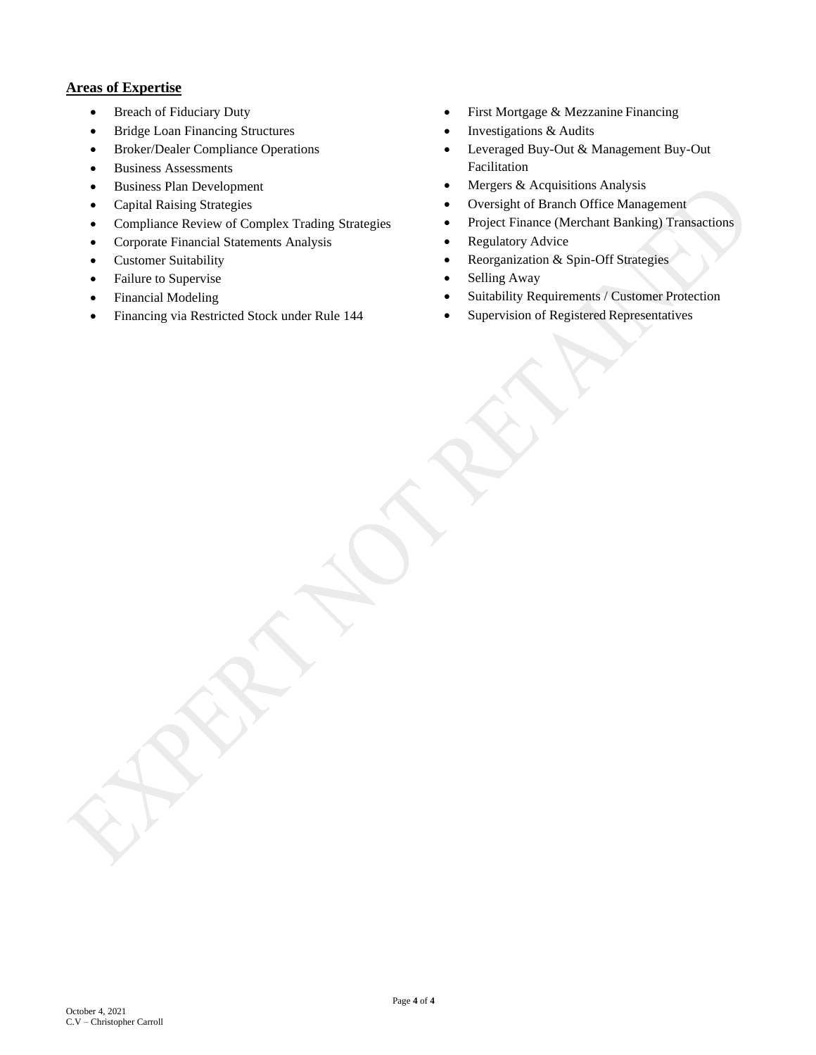## Areas of Expertise

- Breach of Fiduciary Duty
- Bridge Loan Financing Structures
- Broker/Dealer Compliance Operations
- Business Assessments
- Business Plan Development
- Capital Raising Strategies
- Compliance Review of Complex Trading Strategies
- Corporate Financial Statements Analysis
- Customer Suitability
- Failure to Supervise
- Financial Modeling
- Financing via Restricted Stock under Rule 144
- First Mortgage & Mezzanine Financing
- Investigations & Audits
- Leveraged Buy-Out & Management Buy-Out Facilitation
- Mergers & Acquisitions Analysis
- Oversight of Branch Office Management
- Project Finance (Merchant Banking) Transactions
- Regulatory Advice
- Reorganization & Spin-Off Strategies
- Selling Away
- Suitability Requirements / Customer Protection
- Supervision of Registered Representatives